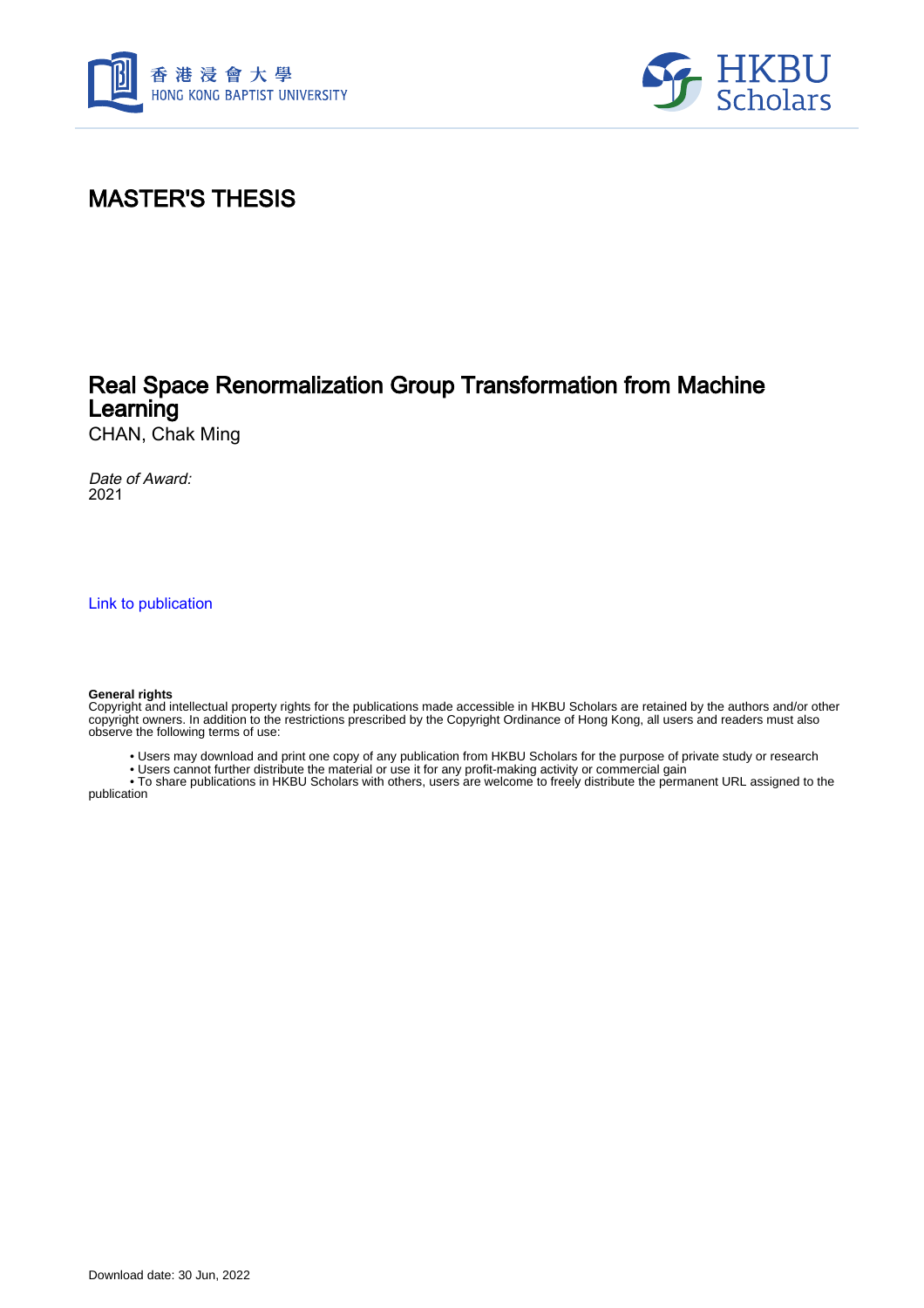# MASTER'S THESIS

## Real Space Renormalization Group Transformation from Machine Learning

CHAN, Chak Ming

*Date of Award:*
2021

Link to publication

**General rights**
Copyright and intellectual property rights for the publications made accessible in HKBU Scholars are retained by the authors and/or other copyright owners. In addition to the restrictions prescribed by the Copyright Ordinance of Hong Kong, all users and readers must also observe the following terms of use:

- Users may download and print one copy of any publication from HKBU Scholars for the purpose of private study or research
- Users cannot further distribute the material or use it for any profit-making activity or commercial gain
- To share publications in HKBU Scholars with others, users are welcome to freely distribute the permanent URL assigned to the publication

Download date: 30 Jun, 2022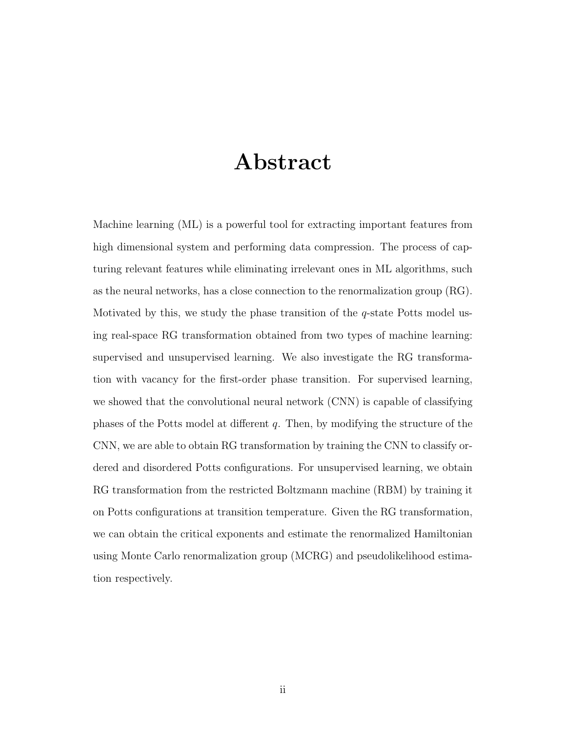# Abstract

Machine learning (ML) is a powerful tool for extracting important features from high dimensional system and performing data compression. The process of capturing relevant features while eliminating irrelevant ones in ML algorithms, such as the neural networks, has a close connection to the renormalization group (RG). Motivated by this, we study the phase transition of the $q$-state Potts model using real-space RG transformation obtained from two types of machine learning: supervised and unsupervised learning. We also investigate the RG transformation with vacancy for the first-order phase transition. For supervised learning, we showed that the convolutional neural network (CNN) is capable of classifying phases of the Potts model at different $q$. Then, by modifying the structure of the CNN, we are able to obtain RG transformation by training the CNN to classify ordered and disordered Potts configurations. For unsupervised learning, we obtain RG transformation from the restricted Boltzmann machine (RBM) by training it on Potts configurations at transition temperature. Given the RG transformation, we can obtain the critical exponents and estimate the renormalized Hamiltonian using Monte Carlo renormalization group (MCRG) and pseudolikelihood estimation respectively.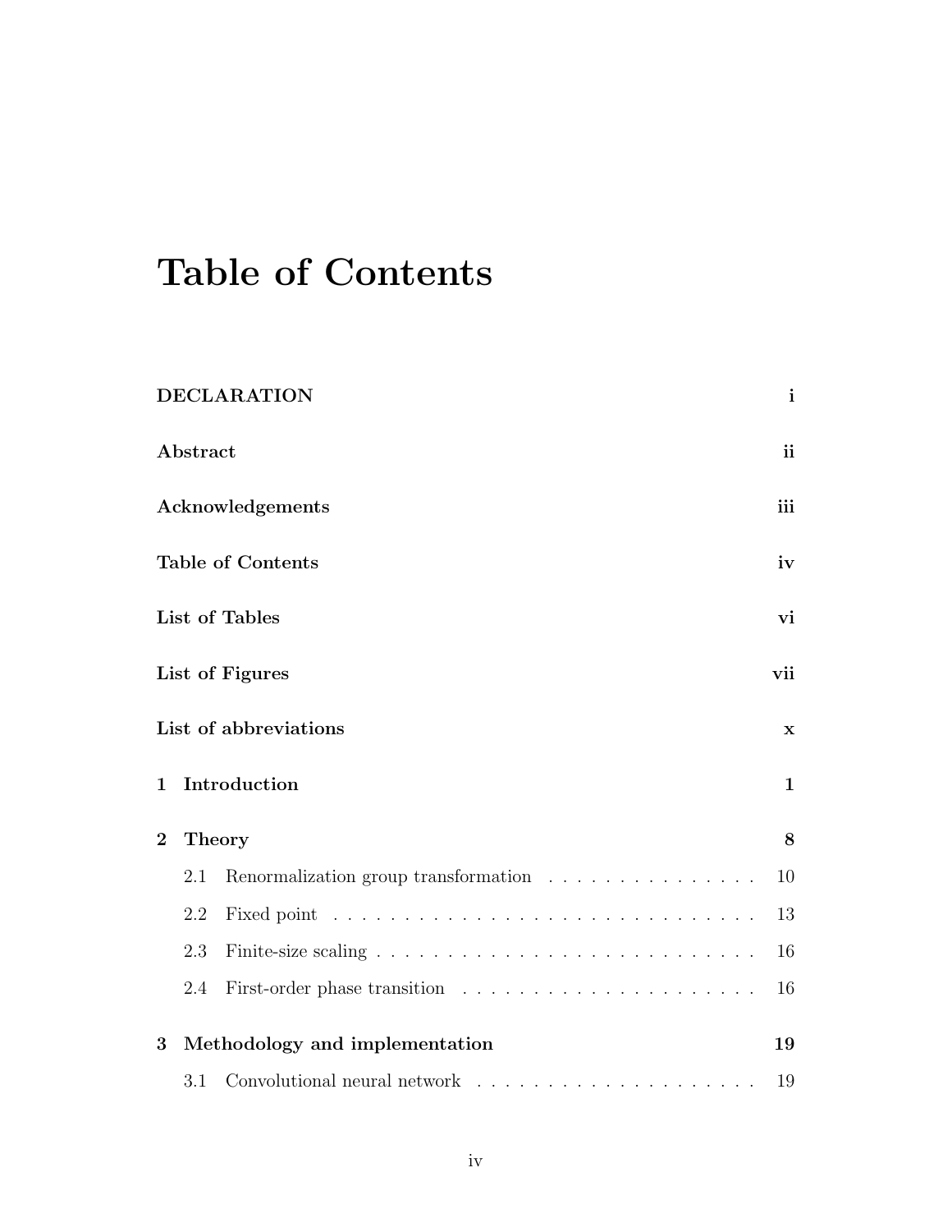# Table of Contents

**DECLARATION** — i

**Abstract** — ii

**Acknowledgements** — iii

**Table of Contents** — iv

**List of Tables** — vi

**List of Figures** — vii

**List of abbreviations** — x

**1 Introduction** — 1

**2 Theory** — 8

- 2.1 Renormalization group transformation — 10
- 2.2 Fixed point — 13
- 2.3 Finite-size scaling — 16
- 2.4 First-order phase transition — 16

**3 Methodology and implementation** — 19

- 3.1 Convolutional neural network — 19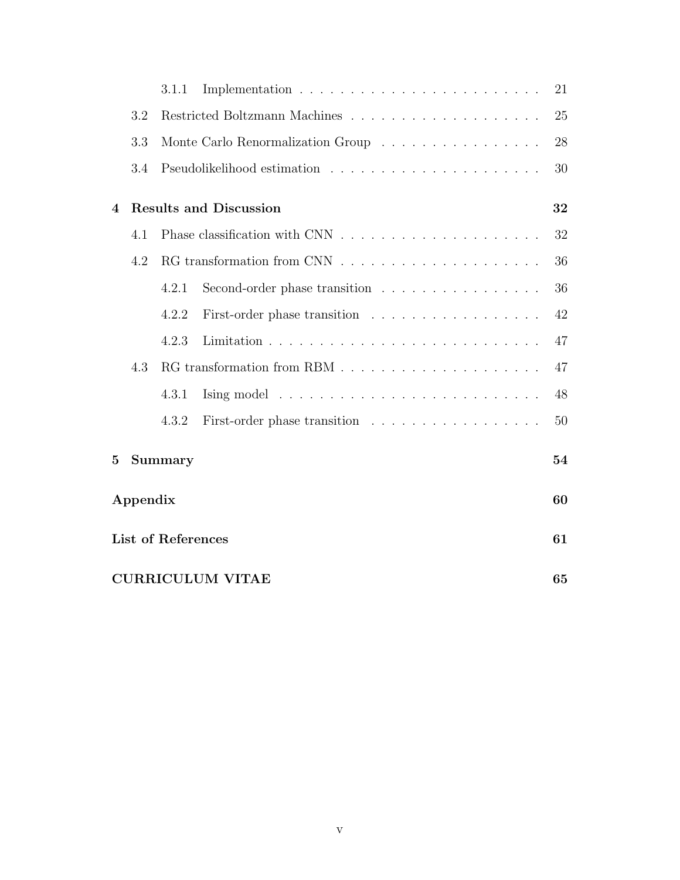- 3.1.1 Implementation . . . . . . . . . . . . . . . . . . . . . . . . 21
- 3.2 Restricted Boltzmann Machines . . . . . . . . . . . . . . . . . . . 25
- 3.3 Monte Carlo Renormalization Group . . . . . . . . . . . . . . . . 28
- 3.4 Pseudolikelihood estimation . . . . . . . . . . . . . . . . . . . . . 30

**4 Results and Discussion** **32**

- 4.1 Phase classification with CNN . . . . . . . . . . . . . . . . . . . . 32
- 4.2 RG transformation from CNN . . . . . . . . . . . . . . . . . . . . 36
  - 4.2.1 Second-order phase transition . . . . . . . . . . . . . . . . 36
  - 4.2.2 First-order phase transition . . . . . . . . . . . . . . . . . 42
  - 4.2.3 Limitation . . . . . . . . . . . . . . . . . . . . . . . . . . . 47
- 4.3 RG transformation from RBM . . . . . . . . . . . . . . . . . . . . 47
  - 4.3.1 Ising model . . . . . . . . . . . . . . . . . . . . . . . . . . 48
  - 4.3.2 First-order phase transition . . . . . . . . . . . . . . . . . 50

**5 Summary** **54**

**Appendix** **60**

**List of References** **61**

**CURRICULUM VITAE** **65**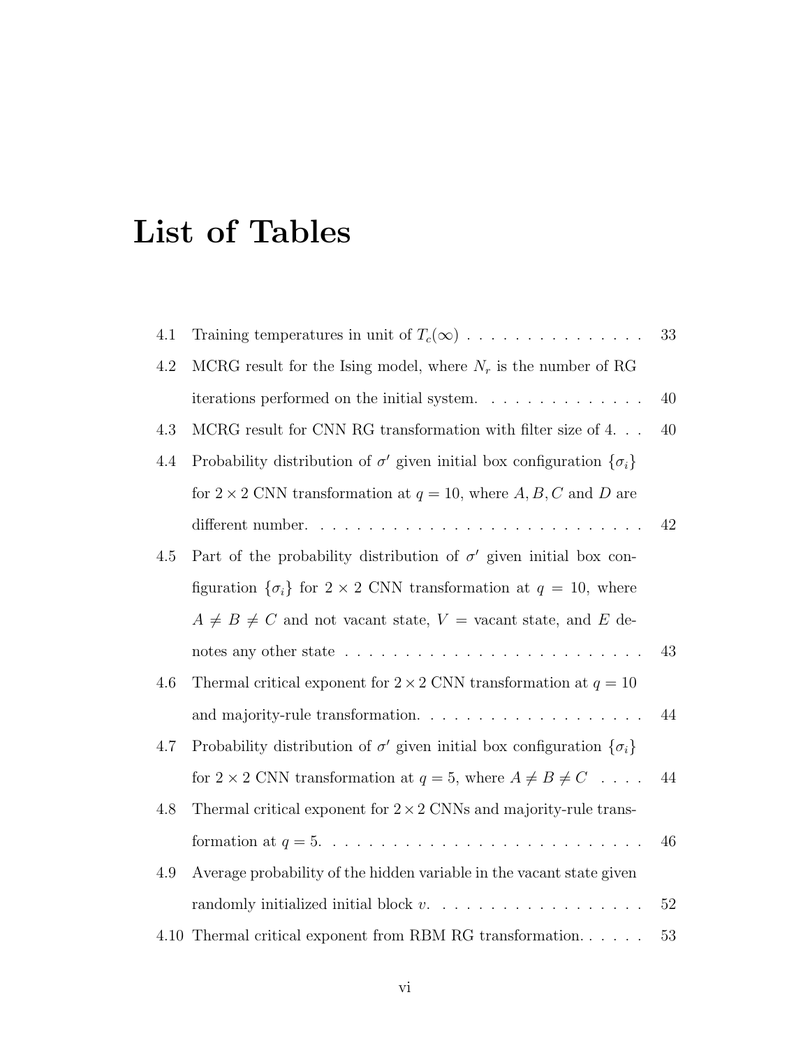# List of Tables

4.1 Training temperatures in unit of $T_c(\infty)$ . . . . . . . . . . . . . . . 33

4.2 MCRG result for the Ising model, where $N_r$ is the number of RG iterations performed on the initial system. . . . . . . . . . . . . . 40

4.3 MCRG result for CNN RG transformation with filter size of 4. . . 40

4.4 Probability distribution of $\sigma'$ given initial box configuration $\{\sigma_i\}$ for $2 \times 2$ CNN transformation at $q = 10$, where $A, B, C$ and $D$ are different number. . . . . . . . . . . . . . . . . . . . . . . . . . . . 42

4.5 Part of the probability distribution of $\sigma'$ given initial box configuration $\{\sigma_i\}$ for $2 \times 2$ CNN transformation at $q = 10$, where $A \neq B \neq C$ and not vacant state, $V$ = vacant state, and $E$ denotes any other state . . . . . . . . . . . . . . . . . . . . . . . . . 43

4.6 Thermal critical exponent for $2 \times 2$ CNN transformation at $q = 10$ and majority-rule transformation. . . . . . . . . . . . . . . . . . . 44

4.7 Probability distribution of $\sigma'$ given initial box configuration $\{\sigma_i\}$ for $2 \times 2$ CNN transformation at $q = 5$, where $A \neq B \neq C$ . . . . 44

4.8 Thermal critical exponent for $2 \times 2$ CNNs and majority-rule transformation at $q = 5$. . . . . . . . . . . . . . . . . . . . . . . . . . 46

4.9 Average probability of the hidden variable in the vacant state given randomly initialized initial block $v$. . . . . . . . . . . . . . . . . . 52

4.10 Thermal critical exponent from RBM RG transformation. . . . . . 53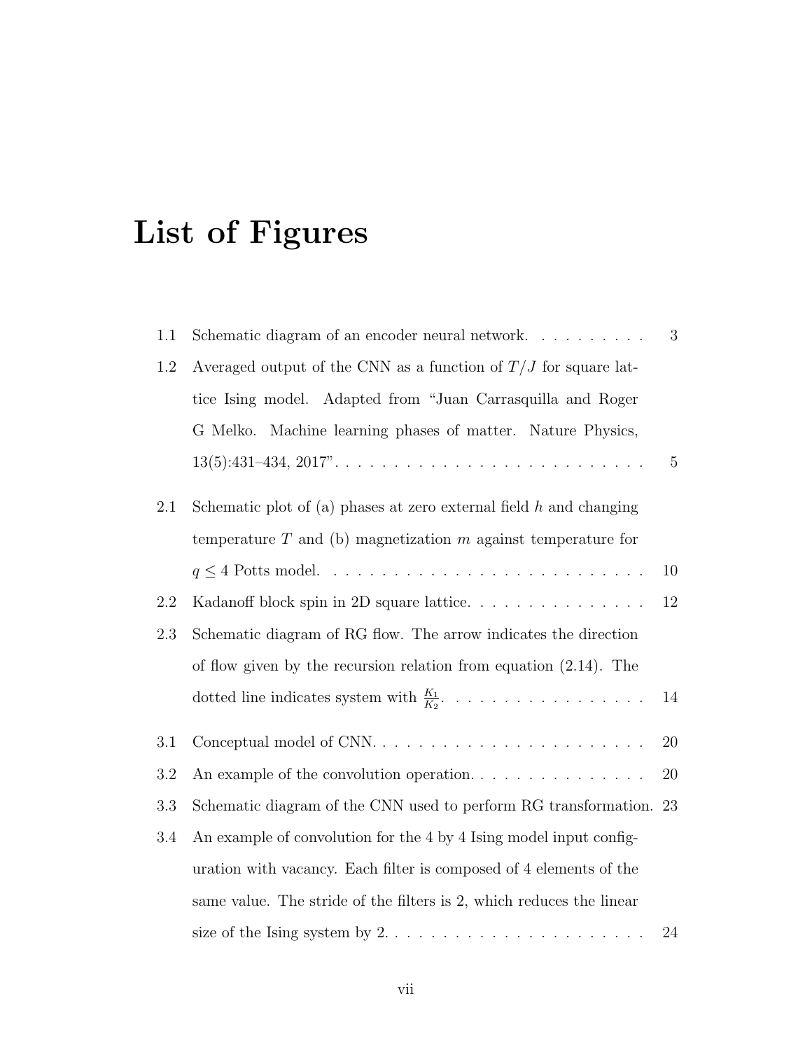# List of Figures

1.1 Schematic diagram of an encoder neural network. . . . . . . . . . 3

1.2 Averaged output of the CNN as a function of $T/J$ for square lattice Ising model. Adapted from "Juan Carrasquilla and Roger G Melko. Machine learning phases of matter. Nature Physics, 13(5):431–434, 2017". . . . . . . . . . . . . . . . . . . . . . . . . . 5

2.1 Schematic plot of (a) phases at zero external field $h$ and changing temperature $T$ and (b) magnetization $m$ against temperature for $q \leq 4$ Potts model. . . . . . . . . . . . . . . . . . . . . . . . . . . 10

2.2 Kadanoff block spin in 2D square lattice. . . . . . . . . . . . . . . 12

2.3 Schematic diagram of RG flow. The arrow indicates the direction of flow given by the recursion relation from equation (2.14). The dotted line indicates system with $\frac{K_1}{K_2}$. . . . . . . . . . . . . . . . . 14

3.1 Conceptual model of CNN. . . . . . . . . . . . . . . . . . . . . . . . 20

3.2 An example of the convolution operation. . . . . . . . . . . . . . . 20

3.3 Schematic diagram of the CNN used to perform RG transformation. 23

3.4 An example of convolution for the 4 by 4 Ising model input configuration with vacancy. Each filter is composed of 4 elements of the same value. The stride of the filters is 2, which reduces the linear size of the Ising system by 2. . . . . . . . . . . . . . . . . . . . . . 24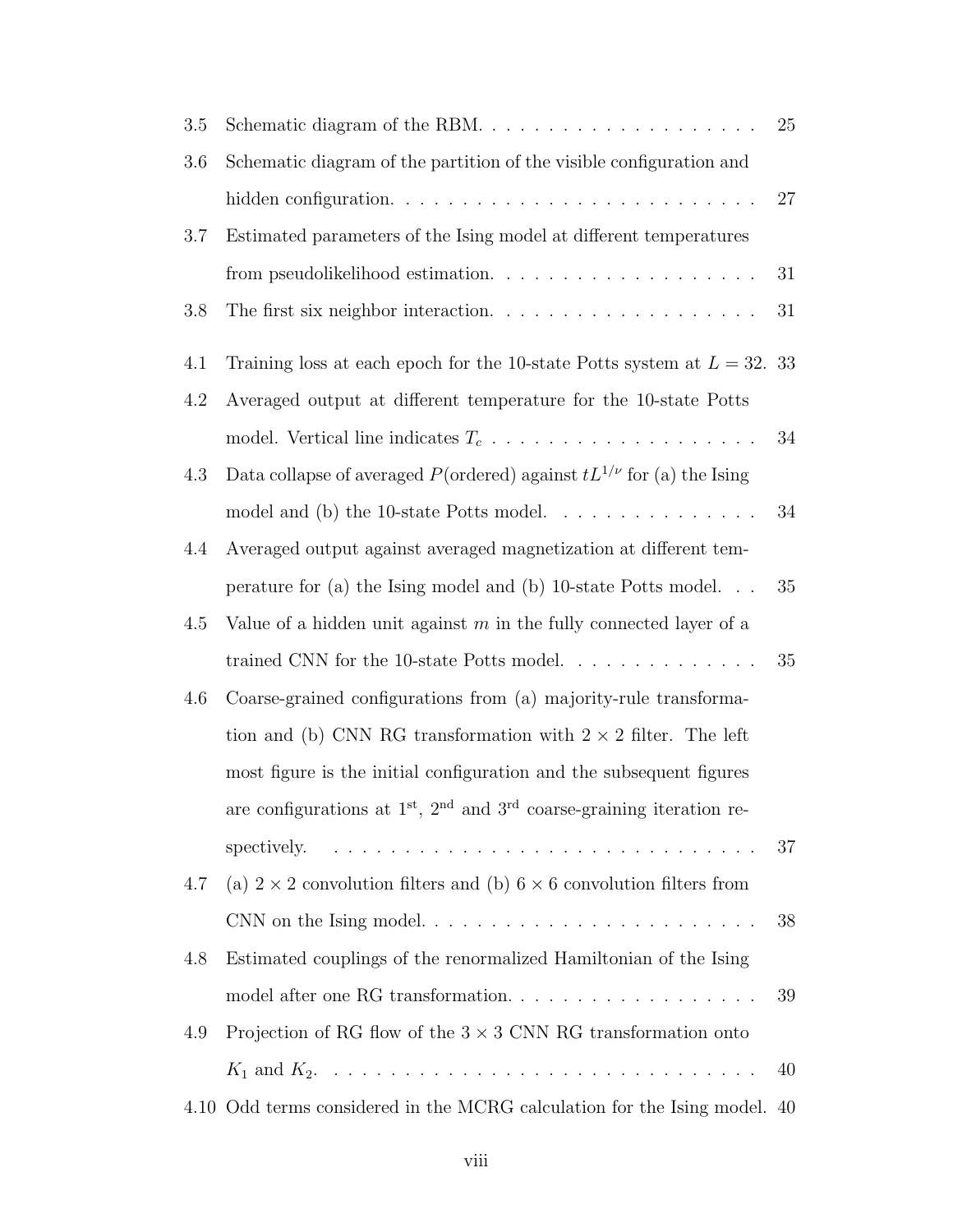3.5 Schematic diagram of the RBM. . . . . . . . . . . . . . . . . . . . 25

3.6 Schematic diagram of the partition of the visible configuration and hidden configuration. . . . . . . . . . . . . . . . . . . . . . . . . . 27

3.7 Estimated parameters of the Ising model at different temperatures from pseudolikelihood estimation. . . . . . . . . . . . . . . . . . . 31

3.8 The first six neighbor interaction. . . . . . . . . . . . . . . . . . . 31

4.1 Training loss at each epoch for the 10-state Potts system at $L = 32$. 33

4.2 Averaged output at different temperature for the 10-state Potts model. Vertical line indicates $T_c$ . . . . . . . . . . . . . . . . . . . 34

4.3 Data collapse of averaged $P$(ordered) against $tL^{1/\nu}$ for (a) the Ising model and (b) the 10-state Potts model. . . . . . . . . . . . . . . 34

4.4 Averaged output against averaged magnetization at different temperature for (a) the Ising model and (b) 10-state Potts model. . . 35

4.5 Value of a hidden unit against $m$ in the fully connected layer of a trained CNN for the 10-state Potts model. . . . . . . . . . . . . . 35

4.6 Coarse-grained configurations from (a) majority-rule transformation and (b) CNN RG transformation with $2 \times 2$ filter. The left most figure is the initial configuration and the subsequent figures are configurations at 1st, 2nd and 3rd coarse-graining iteration respectively. . . . . . . . . . . . . . . . . . . . . . . . . . . . . . . . 37

4.7 (a) $2 \times 2$ convolution filters and (b) $6 \times 6$ convolution filters from CNN on the Ising model. . . . . . . . . . . . . . . . . . . . . . . . 38

4.8 Estimated couplings of the renormalized Hamiltonian of the Ising model after one RG transformation. . . . . . . . . . . . . . . . . . 39

4.9 Projection of RG flow of the $3 \times 3$ CNN RG transformation onto $K_1$ and $K_2$. . . . . . . . . . . . . . . . . . . . . . . . . . . . . . . 40

4.10 Odd terms considered in the MCRG calculation for the Ising model. 40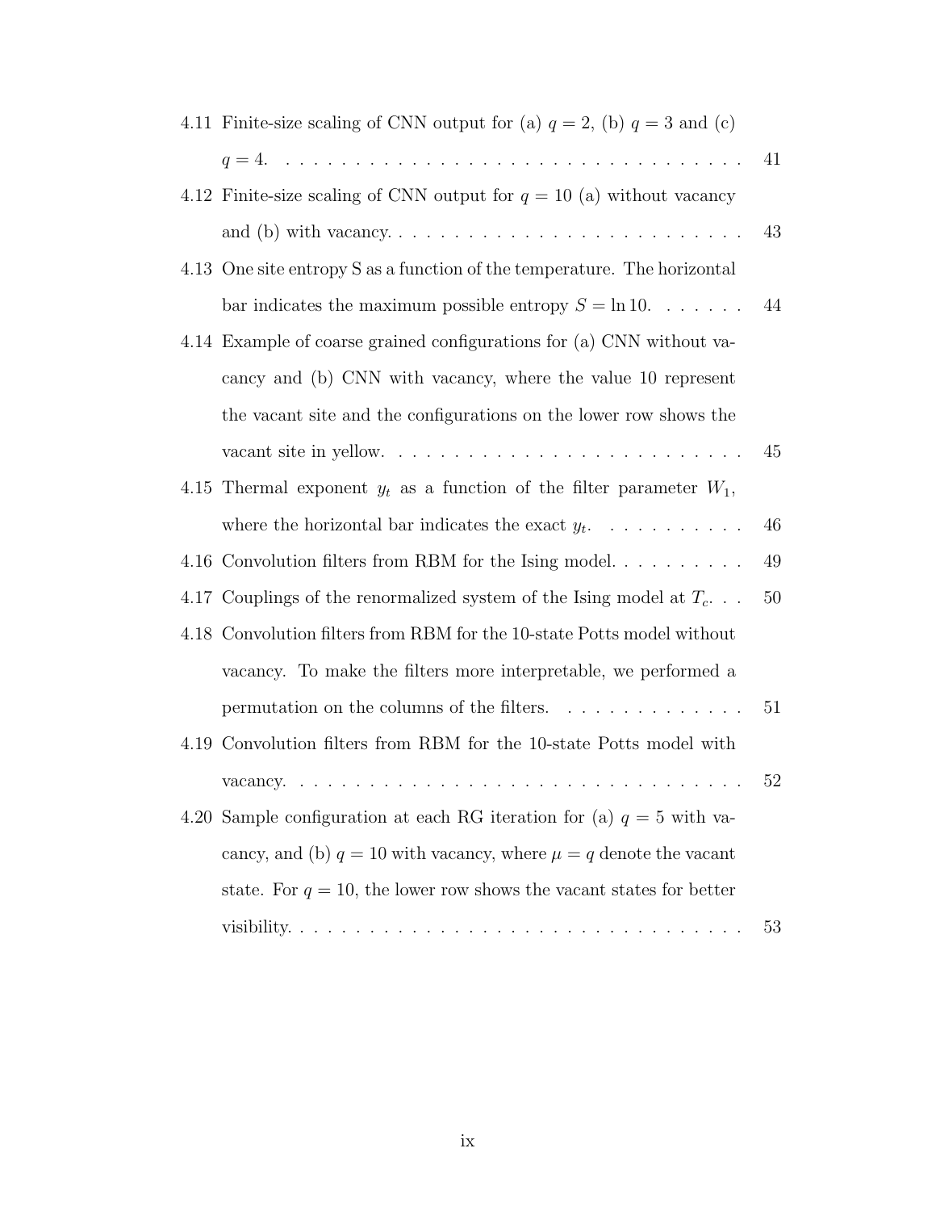4.11 Finite-size scaling of CNN output for (a) $q = 2$, (b) $q = 3$ and (c) $q = 4$. . . . . . . . . . . . . . . . . . . . . . . . . . . . . . . . . . 41

4.12 Finite-size scaling of CNN output for $q = 10$ (a) without vacancy and (b) with vacancy. . . . . . . . . . . . . . . . . . . . . . . . . . 43

4.13 One site entropy S as a function of the temperature. The horizontal bar indicates the maximum possible entropy $S = \ln 10$. . . . . . . 44

4.14 Example of coarse grained configurations for (a) CNN without vacancy and (b) CNN with vacancy, where the value 10 represent the vacant site and the configurations on the lower row shows the vacant site in yellow. . . . . . . . . . . . . . . . . . . . . . . . . . 45

4.15 Thermal exponent $y_t$ as a function of the filter parameter $W_1$, where the horizontal bar indicates the exact $y_t$. . . . . . . . . . . 46

4.16 Convolution filters from RBM for the Ising model. . . . . . . . . . 49

4.17 Couplings of the renormalized system of the Ising model at $T_c$. . . 50

4.18 Convolution filters from RBM for the 10-state Potts model without vacancy. To make the filters more interpretable, we performed a permutation on the columns of the filters. . . . . . . . . . . . . . 51

4.19 Convolution filters from RBM for the 10-state Potts model with vacancy. . . . . . . . . . . . . . . . . . . . . . . . . . . . . . . . . 52

4.20 Sample configuration at each RG iteration for (a) $q = 5$ with vacancy, and (b) $q = 10$ with vacancy, where $\mu = q$ denote the vacant state. For $q = 10$, the lower row shows the vacant states for better visibility. . . . . . . . . . . . . . . . . . . . . . . . . . . . . . . . . 53